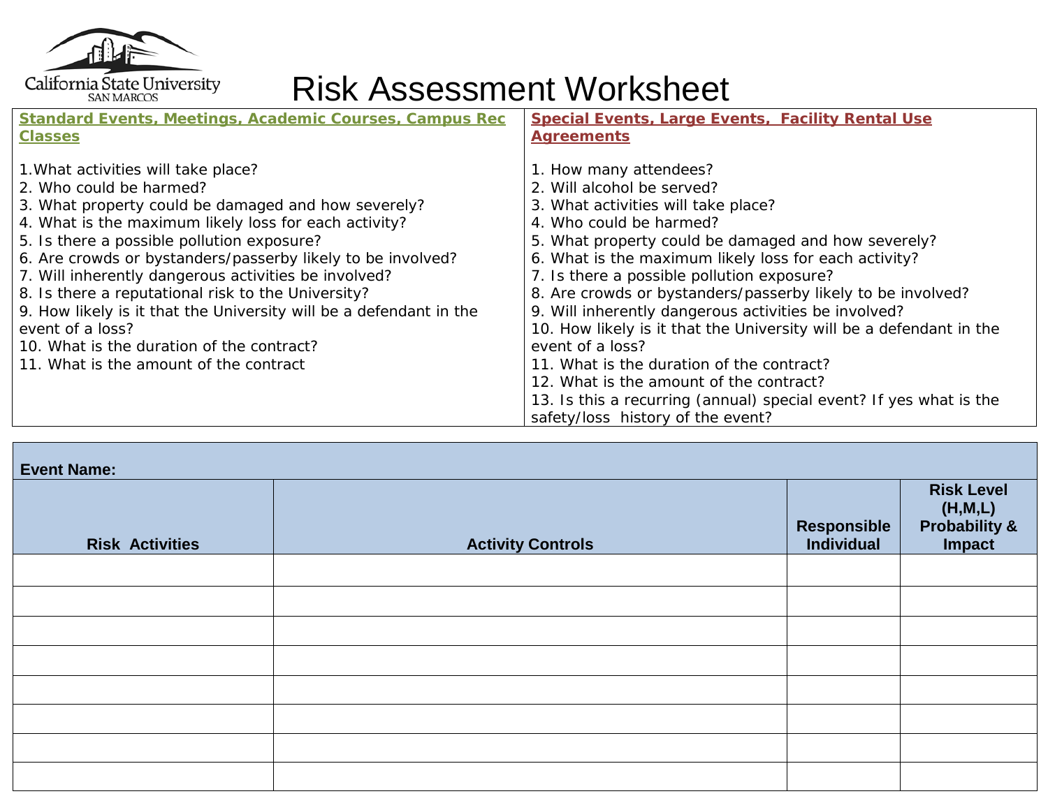California State University
SAN MARCOS

# Risk Assessment Worksheet

| **Standard Events, Meetings, Academic Courses, Campus Rec Classes** | **Special Events, Large Events, Facility Rental Use Agreements** |
|---|---|
| 1.What activities will take place?<br>2. Who could be harmed?<br>3. What property could be damaged and how severely?<br>4. What is the maximum likely loss for each activity?<br>5. Is there a possible pollution exposure?<br>6. Are crowds or bystanders/passerby likely to be involved?<br>7. Will inherently dangerous activities be involved?<br>8. Is there a reputational risk to the University?<br>9. How likely is it that the University will be a defendant in the event of a loss?<br>10. What is the duration of the contract?<br>11. What is the amount of the contract | 1. How many attendees?<br>2. Will alcohol be served?<br>3. What activities will take place?<br>4. Who could be harmed?<br>5. What property could be damaged and how severely?<br>6. What is the maximum likely loss for each activity?<br>7. Is there a possible pollution exposure?<br>8. Are crowds or bystanders/passerby likely to be involved?<br>9. Will inherently dangerous activities be involved?<br>10. How likely is it that the University will be a defendant in the event of a loss?<br>11. What is the duration of the contract?<br>12. What is the amount of the contract?<br>13. Is this a recurring (annual) special event? If yes what is the safety/loss history of the event? |

**Event Name:**

| Risk Activities | Activity Controls | Responsible Individual | Risk Level (H,M,L) Probability & Impact |
|---|---|---|---|
| | | | |
| | | | |
| | | | |
| | | | |
| | | | |
| | | | |
| | | | |
| | | | |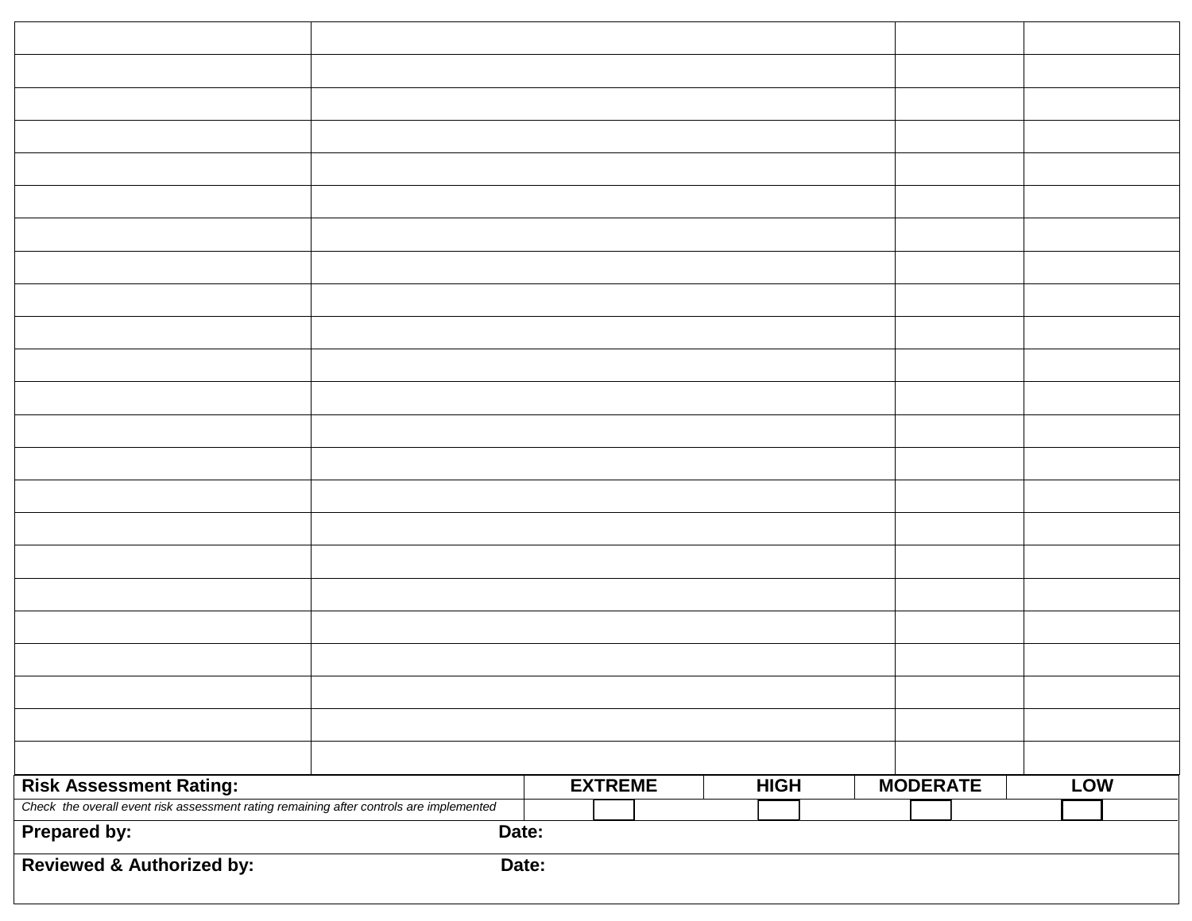| | | | |
|---|---|---|---|
| | | | |
| | | | |
| | | | |
| | | | |
| | | | |
| | | | |
| | | | |
| | | | |
| | | | |
| | | | |
| | | | |
| | | | |
| | | | |
| | | | |
| | | | |
| | | | |
| | | | |
| | | | |
| | | | |
| | | | |
| | | | |
| | | | |
| | | | |

| **Risk Assessment Rating:** | **EXTREME** | **HIGH** | **MODERATE** | **LOW** |
|---|---|---|---|---|
| *Check the overall event risk assessment rating remaining after controls are implemented* | ☐ | ☐ | ☐ | ☐ |

**Prepared by:** **Date:**

**Reviewed & Authorized by:** **Date:**